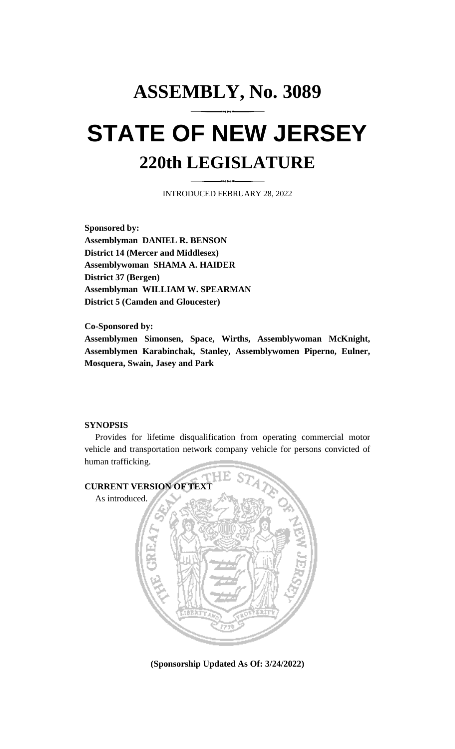# ASSEMBLY, No. 3089

# STATE OF NEW JERSEY

## 220th LEGISLATURE

INTRODUCED FEBRUARY 28, 2022

**Sponsored by:**
**Assemblyman DANIEL R. BENSON**
**District 14 (Mercer and Middlesex)**
**Assemblywoman SHAMA A. HAIDER**
**District 37 (Bergen)**
**Assemblyman WILLIAM W. SPEARMAN**
**District 5 (Camden and Gloucester)**

**Co-Sponsored by:**
**Assemblymen Simonsen, Space, Wirths, Assemblywoman McKnight, Assemblymen Karabinchak, Stanley, Assemblywomen Piperno, Eulner, Mosquera, Swain, Jasey and Park**

**SYNOPSIS**

Provides for lifetime disqualification from operating commercial motor vehicle and transportation network company vehicle for persons convicted of human trafficking.

**CURRENT VERSION OF TEXT**

As introduced.

**(Sponsorship Updated As Of: 3/24/2022)**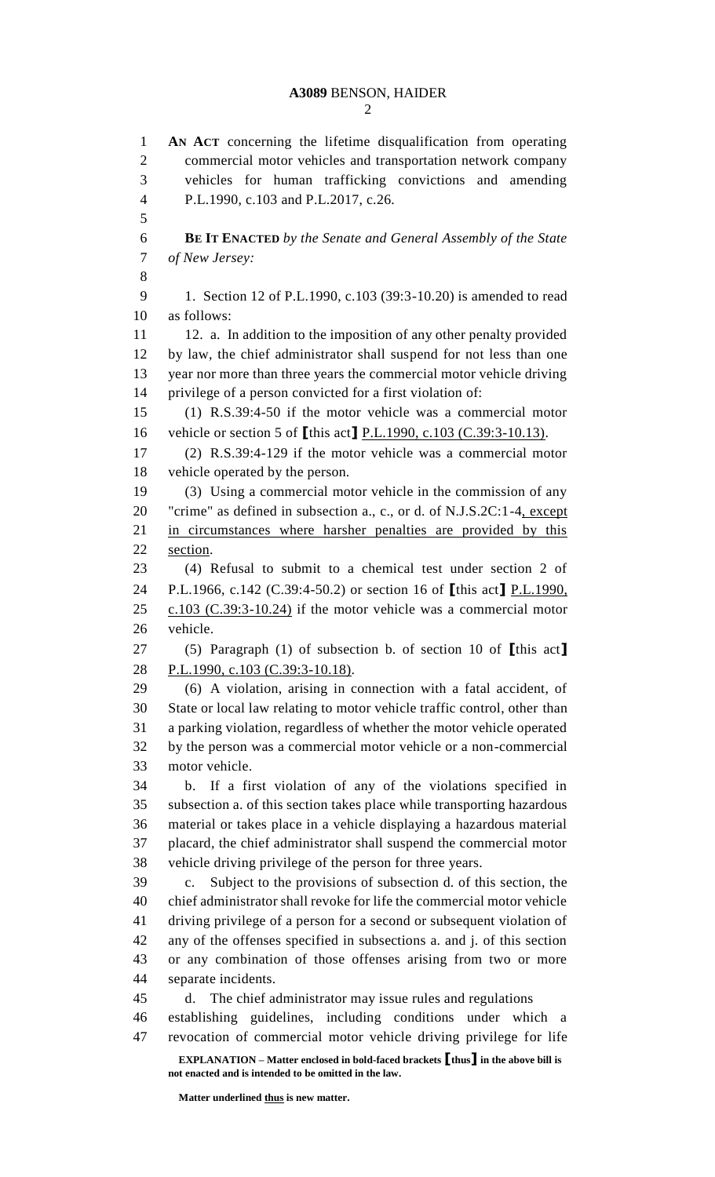**AN ACT** concerning the lifetime disqualification from operating commercial motor vehicles and transportation network company vehicles for human trafficking convictions and amending P.L.1990, c.103 and P.L.2017, c.26.

**BE IT ENACTED** *by the Senate and General Assembly of the State of New Jersey:*

1. Section 12 of P.L.1990, c.103 (39:3-10.20) is amended to read as follows:

12. a. In addition to the imposition of any other penalty provided by law, the chief administrator shall suspend for not less than one year nor more than three years the commercial motor vehicle driving privilege of a person convicted for a first violation of:

(1) R.S.39:4-50 if the motor vehicle was a commercial motor vehicle or section 5 of [this act] P.L.1990, c.103 (C.39:3-10.13).

(2) R.S.39:4-129 if the motor vehicle was a commercial motor vehicle operated by the person.

(3) Using a commercial motor vehicle in the commission of any "crime" as defined in subsection a., c., or d. of N.J.S.2C:1-4, except in circumstances where harsher penalties are provided by this section.

(4) Refusal to submit to a chemical test under section 2 of P.L.1966, c.142 (C.39:4-50.2) or section 16 of [this act] P.L.1990, c.103 (C.39:3-10.24) if the motor vehicle was a commercial motor vehicle.

(5) Paragraph (1) of subsection b. of section 10 of [this act] P.L.1990, c.103 (C.39:3-10.18).

(6) A violation, arising in connection with a fatal accident, of State or local law relating to motor vehicle traffic control, other than a parking violation, regardless of whether the motor vehicle operated by the person was a commercial motor vehicle or a non-commercial motor vehicle.

b. If a first violation of any of the violations specified in subsection a. of this section takes place while transporting hazardous material or takes place in a vehicle displaying a hazardous material placard, the chief administrator shall suspend the commercial motor vehicle driving privilege of the person for three years.

c. Subject to the provisions of subsection d. of this section, the chief administrator shall revoke for life the commercial motor vehicle driving privilege of a person for a second or subsequent violation of any of the offenses specified in subsections a. and j. of this section or any combination of those offenses arising from two or more separate incidents.

d. The chief administrator may issue rules and regulations establishing guidelines, including conditions under which a revocation of commercial motor vehicle driving privilege for life

**EXPLANATION – Matter enclosed in bold-faced brackets [thus] in the above bill is not enacted and is intended to be omitted in the law.**

**Matter underlined thus is new matter.**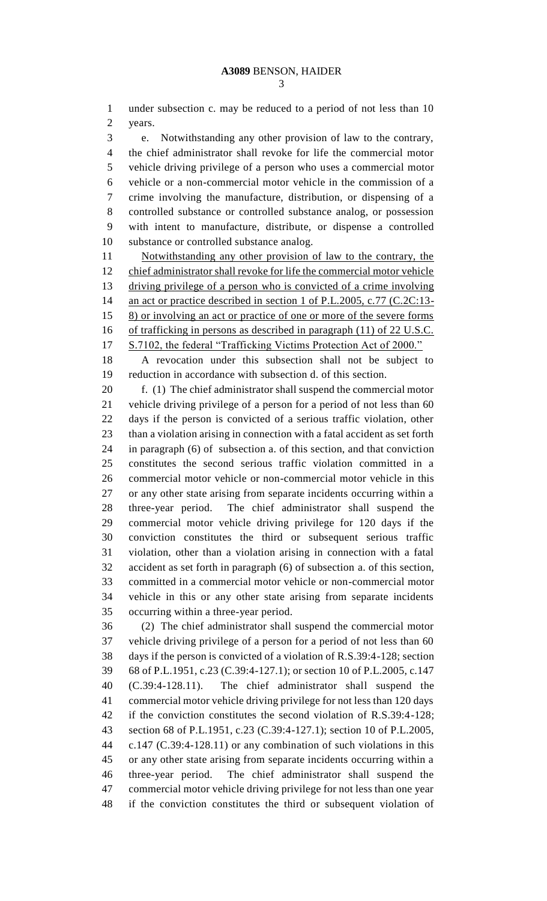under subsection c. may be reduced to a period of not less than 10 years.

e. Notwithstanding any other provision of law to the contrary, the chief administrator shall revoke for life the commercial motor vehicle driving privilege of a person who uses a commercial motor vehicle or a non-commercial motor vehicle in the commission of a crime involving the manufacture, distribution, or dispensing of a controlled substance or controlled substance analog, or possession with intent to manufacture, distribute, or dispense a controlled substance or controlled substance analog.

Notwithstanding any other provision of law to the contrary, the chief administrator shall revoke for life the commercial motor vehicle driving privilege of a person who is convicted of a crime involving an act or practice described in section 1 of P.L.2005, c.77 (C.2C:13-8) or involving an act or practice of one or more of the severe forms of trafficking in persons as described in paragraph (11) of 22 U.S.C. S.7102, the federal "Trafficking Victims Protection Act of 2000."

A revocation under this subsection shall not be subject to reduction in accordance with subsection d. of this section.

f. (1) The chief administrator shall suspend the commercial motor vehicle driving privilege of a person for a period of not less than 60 days if the person is convicted of a serious traffic violation, other than a violation arising in connection with a fatal accident as set forth in paragraph (6) of subsection a. of this section, and that conviction constitutes the second serious traffic violation committed in a commercial motor vehicle or non-commercial motor vehicle in this or any other state arising from separate incidents occurring within a three-year period. The chief administrator shall suspend the commercial motor vehicle driving privilege for 120 days if the conviction constitutes the third or subsequent serious traffic violation, other than a violation arising in connection with a fatal accident as set forth in paragraph (6) of subsection a. of this section, committed in a commercial motor vehicle or non-commercial motor vehicle in this or any other state arising from separate incidents occurring within a three-year period.

(2) The chief administrator shall suspend the commercial motor vehicle driving privilege of a person for a period of not less than 60 days if the person is convicted of a violation of R.S.39:4-128; section 68 of P.L.1951, c.23 (C.39:4-127.1); or section 10 of P.L.2005, c.147 (C.39:4-128.11). The chief administrator shall suspend the commercial motor vehicle driving privilege for not less than 120 days if the conviction constitutes the second violation of R.S.39:4-128; section 68 of P.L.1951, c.23 (C.39:4-127.1); section 10 of P.L.2005, c.147 (C.39:4-128.11) or any combination of such violations in this or any other state arising from separate incidents occurring within a three-year period. The chief administrator shall suspend the commercial motor vehicle driving privilege for not less than one year if the conviction constitutes the third or subsequent violation of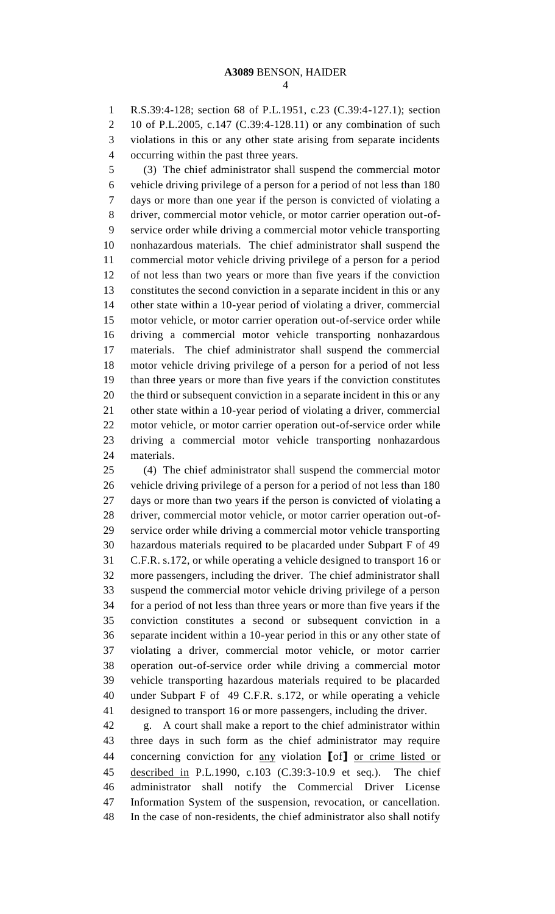R.S.39:4-128; section 68 of P.L.1951, c.23 (C.39:4-127.1); section 10 of P.L.2005, c.147 (C.39:4-128.11) or any combination of such violations in this or any other state arising from separate incidents occurring within the past three years.

(3) The chief administrator shall suspend the commercial motor vehicle driving privilege of a person for a period of not less than 180 days or more than one year if the person is convicted of violating a driver, commercial motor vehicle, or motor carrier operation out-of-service order while driving a commercial motor vehicle transporting nonhazardous materials. The chief administrator shall suspend the commercial motor vehicle driving privilege of a person for a period of not less than two years or more than five years if the conviction constitutes the second conviction in a separate incident in this or any other state within a 10-year period of violating a driver, commercial motor vehicle, or motor carrier operation out-of-service order while driving a commercial motor vehicle transporting nonhazardous materials. The chief administrator shall suspend the commercial motor vehicle driving privilege of a person for a period of not less than three years or more than five years if the conviction constitutes the third or subsequent conviction in a separate incident in this or any other state within a 10-year period of violating a driver, commercial motor vehicle, or motor carrier operation out-of-service order while driving a commercial motor vehicle transporting nonhazardous materials.

(4) The chief administrator shall suspend the commercial motor vehicle driving privilege of a person for a period of not less than 180 days or more than two years if the person is convicted of violating a driver, commercial motor vehicle, or motor carrier operation out-of-service order while driving a commercial motor vehicle transporting hazardous materials required to be placarded under Subpart F of 49 C.F.R. s.172, or while operating a vehicle designed to transport 16 or more passengers, including the driver. The chief administrator shall suspend the commercial motor vehicle driving privilege of a person for a period of not less than three years or more than five years if the conviction constitutes a second or subsequent conviction in a separate incident within a 10-year period in this or any other state of violating a driver, commercial motor vehicle, or motor carrier operation out-of-service order while driving a commercial motor vehicle transporting hazardous materials required to be placarded under Subpart F of 49 C.F.R. s.172, or while operating a vehicle designed to transport 16 or more passengers, including the driver.

g. A court shall make a report to the chief administrator within three days in such form as the chief administrator may require concerning conviction for <u>any</u> violation **[**of**]** <u>or crime listed or described in</u> P.L.1990, c.103 (C.39:3-10.9 et seq.). The chief administrator shall notify the Commercial Driver License Information System of the suspension, revocation, or cancellation. In the case of non-residents, the chief administrator also shall notify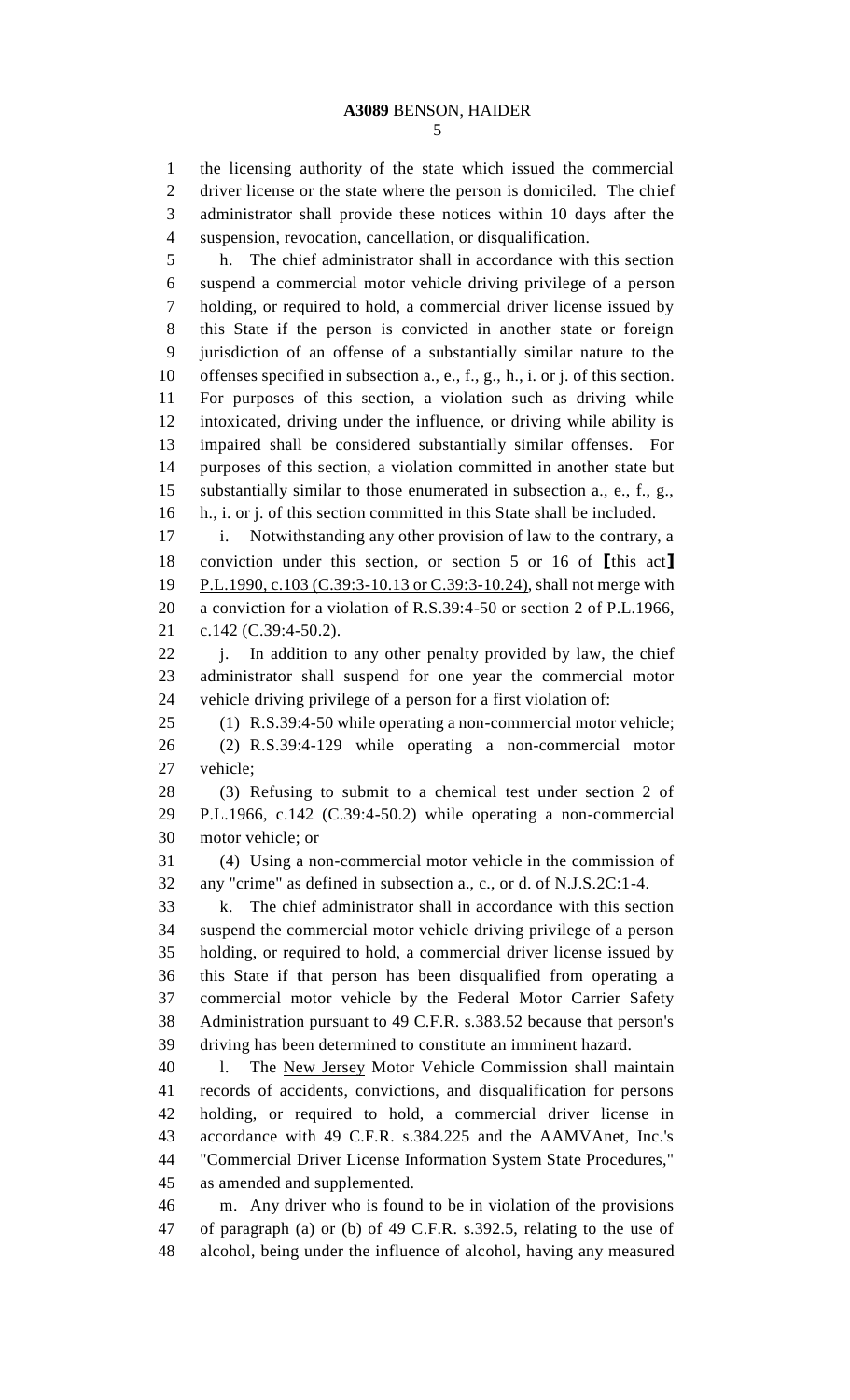the licensing authority of the state which issued the commercial driver license or the state where the person is domiciled. The chief administrator shall provide these notices within 10 days after the suspension, revocation, cancellation, or disqualification.

h. The chief administrator shall in accordance with this section suspend a commercial motor vehicle driving privilege of a person holding, or required to hold, a commercial driver license issued by this State if the person is convicted in another state or foreign jurisdiction of an offense of a substantially similar nature to the offenses specified in subsection a., e., f., g., h., i. or j. of this section. For purposes of this section, a violation such as driving while intoxicated, driving under the influence, or driving while ability is impaired shall be considered substantially similar offenses. For purposes of this section, a violation committed in another state but substantially similar to those enumerated in subsection a., e., f., g., h., i. or j. of this section committed in this State shall be included.

i. Notwithstanding any other provision of law to the contrary, a conviction under this section, or section 5 or 16 of [this act] <u>P.L.1990, c.103 (C.39:3-10.13 or C.39:3-10.24)</u>, shall not merge with a conviction for a violation of R.S.39:4-50 or section 2 of P.L.1966, c.142 (C.39:4-50.2).

j. In addition to any other penalty provided by law, the chief administrator shall suspend for one year the commercial motor vehicle driving privilege of a person for a first violation of:

(1) R.S.39:4-50 while operating a non-commercial motor vehicle;

(2) R.S.39:4-129 while operating a non-commercial motor vehicle;

(3) Refusing to submit to a chemical test under section 2 of P.L.1966, c.142 (C.39:4-50.2) while operating a non-commercial motor vehicle; or

(4) Using a non-commercial motor vehicle in the commission of any "crime" as defined in subsection a., c., or d. of N.J.S.2C:1-4.

k. The chief administrator shall in accordance with this section suspend the commercial motor vehicle driving privilege of a person holding, or required to hold, a commercial driver license issued by this State if that person has been disqualified from operating a commercial motor vehicle by the Federal Motor Carrier Safety Administration pursuant to 49 C.F.R. s.383.52 because that person's driving has been determined to constitute an imminent hazard.

l. The <u>New Jersey</u> Motor Vehicle Commission shall maintain records of accidents, convictions, and disqualification for persons holding, or required to hold, a commercial driver license in accordance with 49 C.F.R. s.384.225 and the AAMVAnet, Inc.'s "Commercial Driver License Information System State Procedures," as amended and supplemented.

m. Any driver who is found to be in violation of the provisions of paragraph (a) or (b) of 49 C.F.R. s.392.5, relating to the use of alcohol, being under the influence of alcohol, having any measured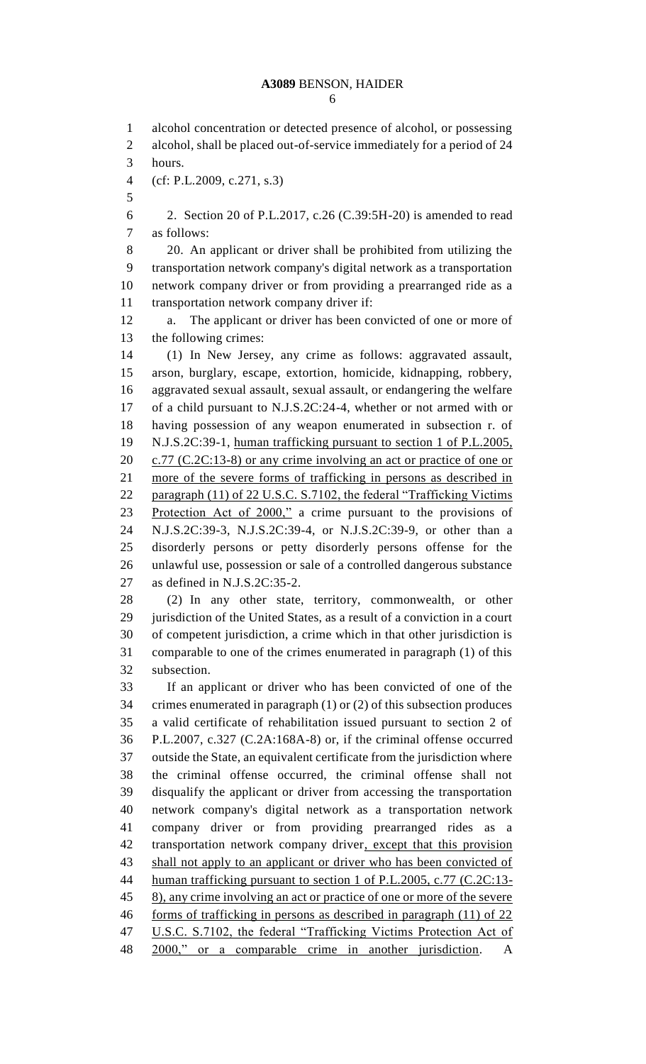alcohol concentration or detected presence of alcohol, or possessing alcohol, shall be placed out-of-service immediately for a period of 24 hours.

(cf: P.L.2009, c.271, s.3)

2. Section 20 of P.L.2017, c.26 (C.39:5H-20) is amended to read as follows:

20. An applicant or driver shall be prohibited from utilizing the transportation network company's digital network as a transportation network company driver or from providing a prearranged ride as a transportation network company driver if:

a. The applicant or driver has been convicted of one or more of the following crimes:

(1) In New Jersey, any crime as follows: aggravated assault, arson, burglary, escape, extortion, homicide, kidnapping, robbery, aggravated sexual assault, sexual assault, or endangering the welfare of a child pursuant to N.J.S.2C:24-4, whether or not armed with or having possession of any weapon enumerated in subsection r. of N.J.S.2C:39-1, human trafficking pursuant to section 1 of P.L.2005, c.77 (C.2C:13-8) or any crime involving an act or practice of one or more of the severe forms of trafficking in persons as described in paragraph (11) of 22 U.S.C. S.7102, the federal "Trafficking Victims Protection Act of 2000," a crime pursuant to the provisions of N.J.S.2C:39-3, N.J.S.2C:39-4, or N.J.S.2C:39-9, or other than a disorderly persons or petty disorderly persons offense for the unlawful use, possession or sale of a controlled dangerous substance as defined in N.J.S.2C:35-2.

(2) In any other state, territory, commonwealth, or other jurisdiction of the United States, as a result of a conviction in a court of competent jurisdiction, a crime which in that other jurisdiction is comparable to one of the crimes enumerated in paragraph (1) of this subsection.

If an applicant or driver who has been convicted of one of the crimes enumerated in paragraph (1) or (2) of this subsection produces a valid certificate of rehabilitation issued pursuant to section 2 of P.L.2007, c.327 (C.2A:168A-8) or, if the criminal offense occurred outside the State, an equivalent certificate from the jurisdiction where the criminal offense occurred, the criminal offense shall not disqualify the applicant or driver from accessing the transportation network company's digital network as a transportation network company driver or from providing prearranged rides as a transportation network company driver, except that this provision shall not apply to an applicant or driver who has been convicted of human trafficking pursuant to section 1 of P.L.2005, c.77 (C.2C:13-8), any crime involving an act or practice of one or more of the severe forms of trafficking in persons as described in paragraph (11) of 22 U.S.C. S.7102, the federal "Trafficking Victims Protection Act of 2000," or a comparable crime in another jurisdiction. A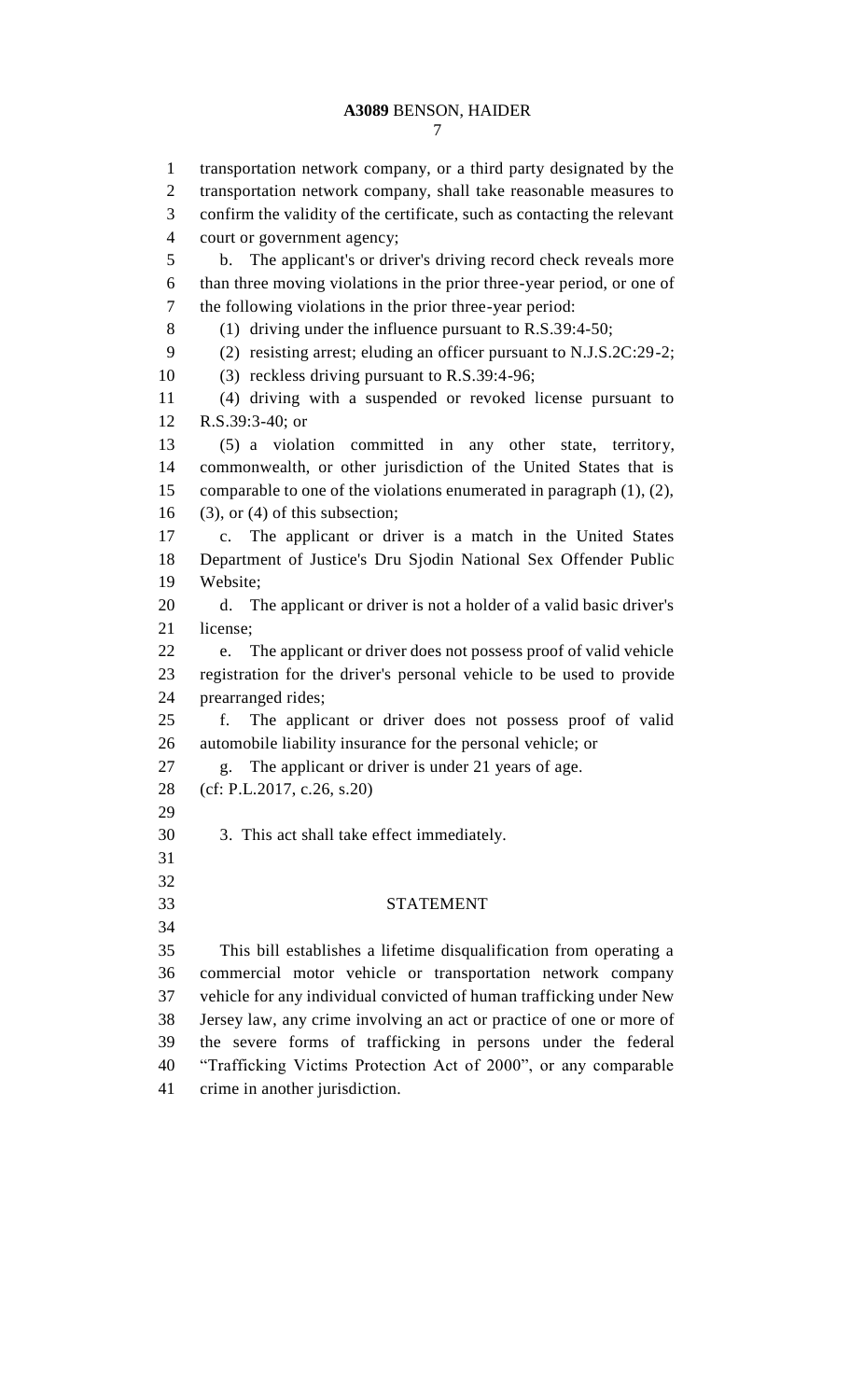transportation network company, or a third party designated by the transportation network company, shall take reasonable measures to confirm the validity of the certificate, such as contacting the relevant court or government agency;

b. The applicant's or driver's driving record check reveals more than three moving violations in the prior three-year period, or one of the following violations in the prior three-year period:

(1) driving under the influence pursuant to R.S.39:4-50;

(2) resisting arrest; eluding an officer pursuant to N.J.S.2C:29-2;

(3) reckless driving pursuant to R.S.39:4-96;

(4) driving with a suspended or revoked license pursuant to R.S.39:3-40; or

(5) a violation committed in any other state, territory, commonwealth, or other jurisdiction of the United States that is comparable to one of the violations enumerated in paragraph (1), (2), (3), or (4) of this subsection;

c. The applicant or driver is a match in the United States Department of Justice's Dru Sjodin National Sex Offender Public Website;

d. The applicant or driver is not a holder of a valid basic driver's license;

e. The applicant or driver does not possess proof of valid vehicle registration for the driver's personal vehicle to be used to provide prearranged rides;

f. The applicant or driver does not possess proof of valid automobile liability insurance for the personal vehicle; or

g. The applicant or driver is under 21 years of age.

(cf: P.L.2017, c.26, s.20)

3. This act shall take effect immediately.

## STATEMENT

This bill establishes a lifetime disqualification from operating a commercial motor vehicle or transportation network company vehicle for any individual convicted of human trafficking under New Jersey law, any crime involving an act or practice of one or more of the severe forms of trafficking in persons under the federal "Trafficking Victims Protection Act of 2000", or any comparable crime in another jurisdiction.